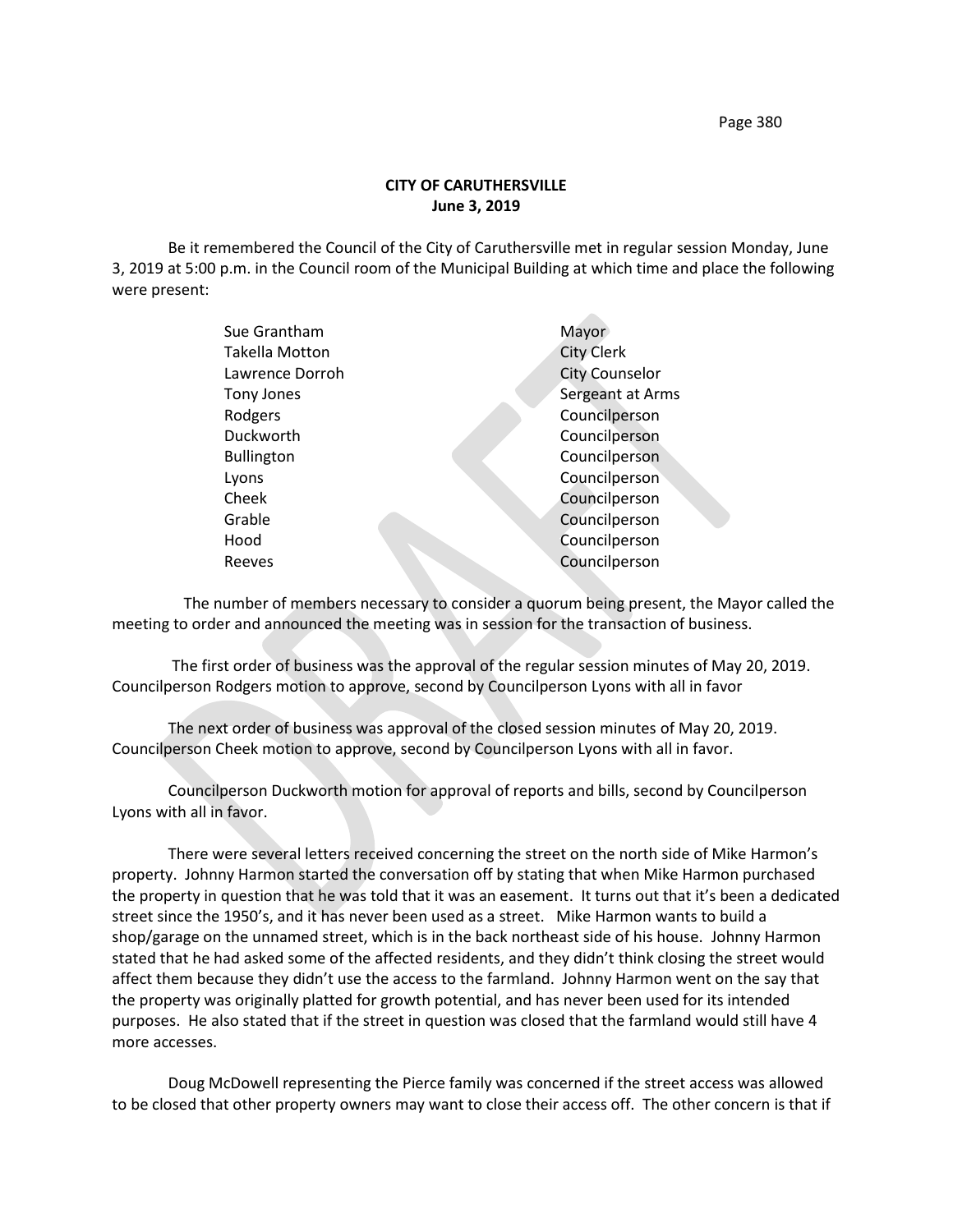**CITY OF CARUTHERSVILLE**
**June 3, 2019**

Be it remembered the Council of the City of Caruthersville met in regular session Monday, June 3, 2019 at 5:00 p.m. in the Council room of the Municipal Building at which time and place the following were present:

| | |
|---|---|
| Sue Grantham | Mayor |
| Takella Motton | City Clerk |
| Lawrence Dorroh | City Counselor |
| Tony Jones | Sergeant at Arms |
| Rodgers | Councilperson |
| Duckworth | Councilperson |
| Bullington | Councilperson |
| Lyons | Councilperson |
| Cheek | Councilperson |
| Grable | Councilperson |
| Hood | Councilperson |
| Reeves | Councilperson |

The number of members necessary to consider a quorum being present, the Mayor called the meeting to order and announced the meeting was in session for the transaction of business.

The first order of business was the approval of the regular session minutes of May 20, 2019. Councilperson Rodgers motion to approve, second by Councilperson Lyons with all in favor

The next order of business was approval of the closed session minutes of May 20, 2019. Councilperson Cheek motion to approve, second by Councilperson Lyons with all in favor.

Councilperson Duckworth motion for approval of reports and bills, second by Councilperson Lyons with all in favor.

There were several letters received concerning the street on the north side of Mike Harmon's property. Johnny Harmon started the conversation off by stating that when Mike Harmon purchased the property in question that he was told that it was an easement. It turns out that it's been a dedicated street since the 1950's, and it has never been used as a street. Mike Harmon wants to build a shop/garage on the unnamed street, which is in the back northeast side of his house. Johnny Harmon stated that he had asked some of the affected residents, and they didn't think closing the street would affect them because they didn't use the access to the farmland. Johnny Harmon went on the say that the property was originally platted for growth potential, and has never been used for its intended purposes. He also stated that if the street in question was closed that the farmland would still have 4 more accesses.

Doug McDowell representing the Pierce family was concerned if the street access was allowed to be closed that other property owners may want to close their access off. The other concern is that if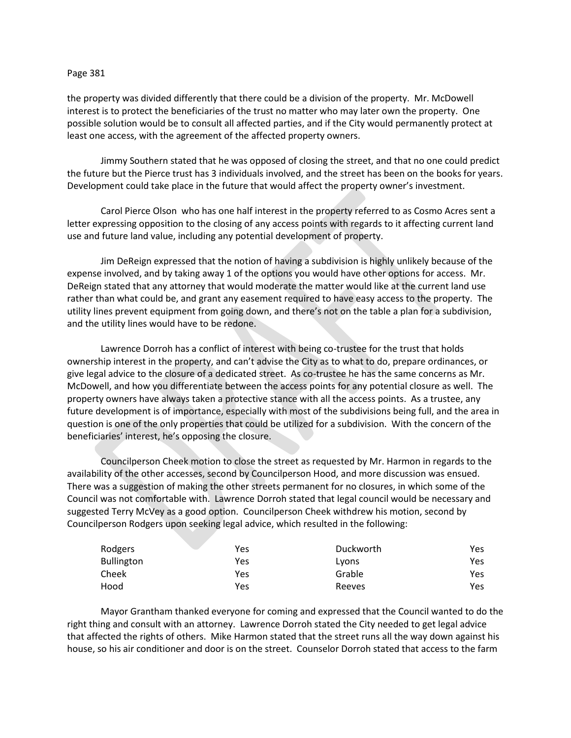the property was divided differently that there could be a division of the property. Mr. McDowell interest is to protect the beneficiaries of the trust no matter who may later own the property. One possible solution would be to consult all affected parties, and if the City would permanently protect at least one access, with the agreement of the affected property owners.

Jimmy Southern stated that he was opposed of closing the street, and that no one could predict the future but the Pierce trust has 3 individuals involved, and the street has been on the books for years. Development could take place in the future that would affect the property owner's investment.

Carol Pierce Olson who has one half interest in the property referred to as Cosmo Acres sent a letter expressing opposition to the closing of any access points with regards to it affecting current land use and future land value, including any potential development of property.

Jim DeReign expressed that the notion of having a subdivision is highly unlikely because of the expense involved, and by taking away 1 of the options you would have other options for access. Mr. DeReign stated that any attorney that would moderate the matter would like at the current land use rather than what could be, and grant any easement required to have easy access to the property. The utility lines prevent equipment from going down, and there's not on the table a plan for a subdivision, and the utility lines would have to be redone.

Lawrence Dorroh has a conflict of interest with being co-trustee for the trust that holds ownership interest in the property, and can't advise the City as to what to do, prepare ordinances, or give legal advice to the closure of a dedicated street. As co-trustee he has the same concerns as Mr. McDowell, and how you differentiate between the access points for any potential closure as well. The property owners have always taken a protective stance with all the access points. As a trustee, any future development is of importance, especially with most of the subdivisions being full, and the area in question is one of the only properties that could be utilized for a subdivision. With the concern of the beneficiaries' interest, he's opposing the closure.

Councilperson Cheek motion to close the street as requested by Mr. Harmon in regards to the availability of the other accesses, second by Councilperson Hood, and more discussion was ensued. There was a suggestion of making the other streets permanent for no closures, in which some of the Council was not comfortable with. Lawrence Dorroh stated that legal council would be necessary and suggested Terry McVey as a good option. Councilperson Cheek withdrew his motion, second by Councilperson Rodgers upon seeking legal advice, which resulted in the following:

| | | | |
|---|---|---|---|
| Rodgers | Yes | Duckworth | Yes |
| Bullington | Yes | Lyons | Yes |
| Cheek | Yes | Grable | Yes |
| Hood | Yes | Reeves | Yes |

Mayor Grantham thanked everyone for coming and expressed that the Council wanted to do the right thing and consult with an attorney. Lawrence Dorroh stated the City needed to get legal advice that affected the rights of others. Mike Harmon stated that the street runs all the way down against his house, so his air conditioner and door is on the street. Counselor Dorroh stated that access to the farm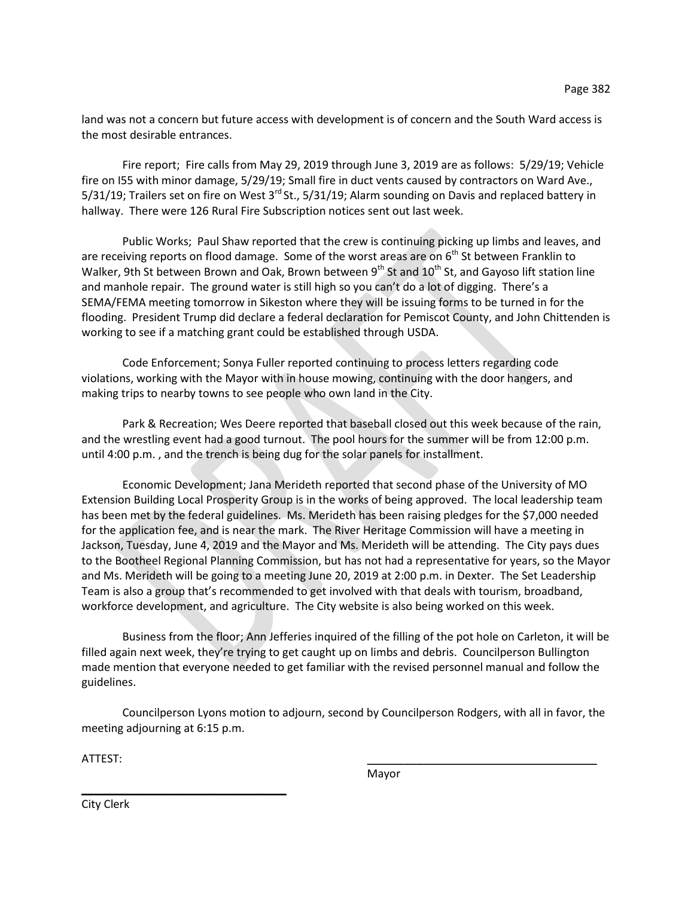land was not a concern but future access with development is of concern and the South Ward access is the most desirable entrances.

Fire report; Fire calls from May 29, 2019 through June 3, 2019 are as follows: 5/29/19; Vehicle fire on I55 with minor damage, 5/29/19; Small fire in duct vents caused by contractors on Ward Ave., 5/31/19; Trailers set on fire on West 3rd St., 5/31/19; Alarm sounding on Davis and replaced battery in hallway. There were 126 Rural Fire Subscription notices sent out last week.

Public Works; Paul Shaw reported that the crew is continuing picking up limbs and leaves, and are receiving reports on flood damage. Some of the worst areas are on 6th St between Franklin to Walker, 9th St between Brown and Oak, Brown between 9th St and 10th St, and Gayoso lift station line and manhole repair. The ground water is still high so you can't do a lot of digging. There's a SEMA/FEMA meeting tomorrow in Sikeston where they will be issuing forms to be turned in for the flooding. President Trump did declare a federal declaration for Pemiscot County, and John Chittenden is working to see if a matching grant could be established through USDA.

Code Enforcement; Sonya Fuller reported continuing to process letters regarding code violations, working with the Mayor with in house mowing, continuing with the door hangers, and making trips to nearby towns to see people who own land in the City.

Park & Recreation; Wes Deere reported that baseball closed out this week because of the rain, and the wrestling event had a good turnout. The pool hours for the summer will be from 12:00 p.m. until 4:00 p.m. , and the trench is being dug for the solar panels for installment.

Economic Development; Jana Merideth reported that second phase of the University of MO Extension Building Local Prosperity Group is in the works of being approved. The local leadership team has been met by the federal guidelines. Ms. Merideth has been raising pledges for the $7,000 needed for the application fee, and is near the mark. The River Heritage Commission will have a meeting in Jackson, Tuesday, June 4, 2019 and the Mayor and Ms. Merideth will be attending. The City pays dues to the Bootheel Regional Planning Commission, but has not had a representative for years, so the Mayor and Ms. Merideth will be going to a meeting June 20, 2019 at 2:00 p.m. in Dexter. The Set Leadership Team is also a group that's recommended to get involved with that deals with tourism, broadband, workforce development, and agriculture. The City website is also being worked on this week.

Business from the floor; Ann Jefferies inquired of the filling of the pot hole on Carleton, it will be filled again next week, they're trying to get caught up on limbs and debris. Councilperson Bullington made mention that everyone needed to get familiar with the revised personnel manual and follow the guidelines.

Councilperson Lyons motion to adjourn, second by Councilperson Rodgers, with all in favor, the meeting adjourning at 6:15 p.m.

ATTEST:

\_\_\_\_\_\_\_\_\_\_\_\_\_\_\_\_\_\_\_\_\_\_\_\_\_\_\_\_\_\_\_\_\_\_\_\_\_\_
Mayor

\_\_\_\_\_\_\_\_\_\_\_\_\_\_\_\_\_\_\_\_\_\_\_\_\_\_\_\_\_\_\_\_
City Clerk